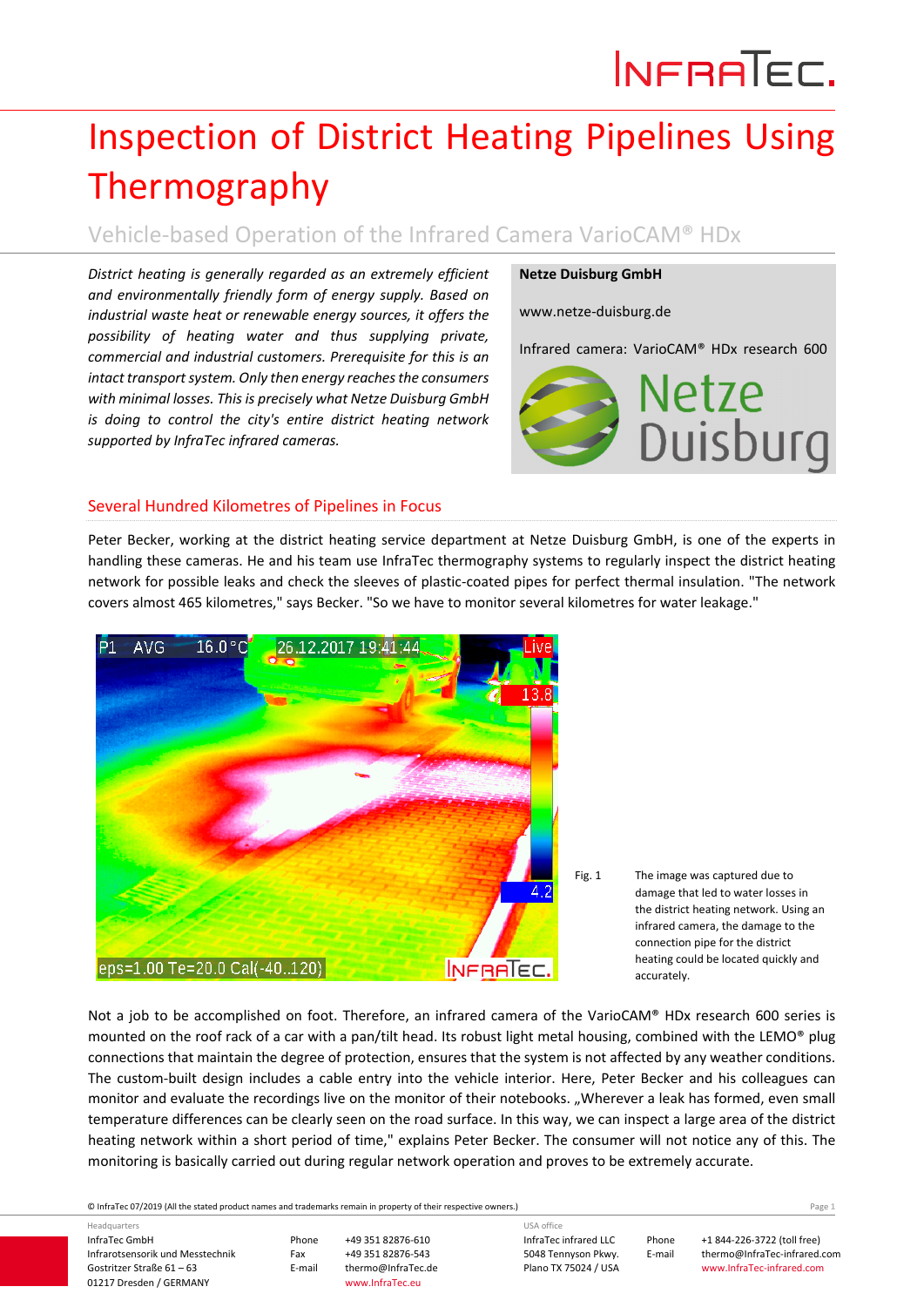# Inspection of District Heating Pipelines Using Thermography

## Vehicle-based Operation of the Infrared Camera VarioCAM® HDx

*District heating is generally regarded as an extremely efficient and environmentally friendly form of energy supply. Based on industrial waste heat or renewable energy sources, it offers the possibility of heating water and thus supplying private, commercial and industrial customers. Prerequisite for this is an intact transport system. Only then energy reaches the consumers with minimal losses. This is precisely what Netze Duisburg GmbH is doing to control the city's entire district heating network supported by InfraTec infrared cameras.*

**Netze Duisburg GmbH**

www.netze-duisburg.de

Infrared camera: VarioCAM® HDx research 600

### Several Hundred Kilometres of Pipelines in Focus

Peter Becker, working at the district heating service department at Netze Duisburg GmbH, is one of the experts in handling these cameras. He and his team use InfraTec thermography systems to regularly inspect the district heating network for possible leaks and check the sleeves of plastic-coated pipes for perfect thermal insulation. "The network covers almost 465 kilometres," says Becker. "So we have to monitor several kilometres for water leakage."

Fig. 1 The image was captured due to damage that led to water losses in the district heating network. Using an infrared camera, the damage to the connection pipe for the district heating could be located quickly and accurately.

Not a job to be accomplished on foot. Therefore, an infrared camera of the VarioCAM® HDx research 600 series is mounted on the roof rack of a car with a pan/tilt head. Its robust light metal housing, combined with the LEMO® plug connections that maintain the degree of protection, ensures that the system is not affected by any weather conditions. The custom-built design includes a cable entry into the vehicle interior. Here, Peter Becker and his colleagues can monitor and evaluate the recordings live on the monitor of their notebooks. „Wherever a leak has formed, even small temperature differences can be clearly seen on the road surface. In this way, we can inspect a large area of the district heating network within a short period of time," explains Peter Becker. The consumer will not notice any of this. The monitoring is basically carried out during regular network operation and proves to be extremely accurate.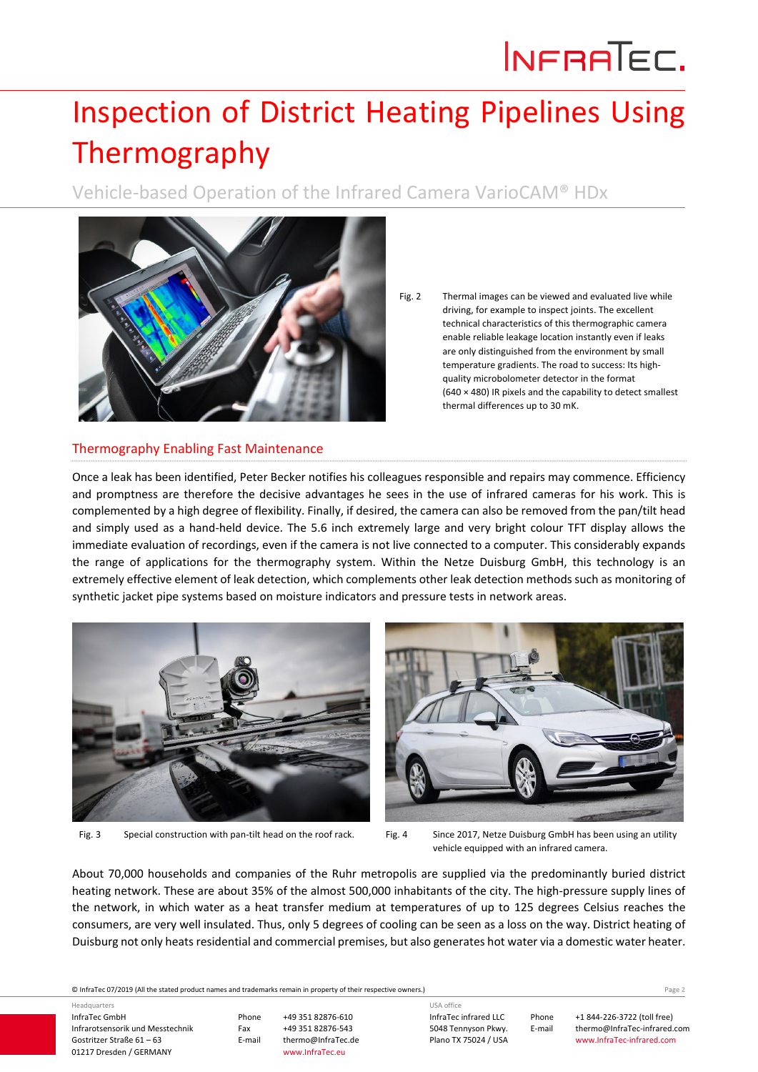# Inspection of District Heating Pipelines Using Thermography

Vehicle-based Operation of the Infrared Camera VarioCAM® HDx

Fig. 2 Thermal images can be viewed and evaluated live while driving, for example to inspect joints. The excellent technical characteristics of this thermographic camera enable reliable leakage location instantly even if leaks are only distinguished from the environment by small temperature gradients. The road to success: Its high-quality microbolometer detector in the format (640 × 480) IR pixels and the capability to detect smallest thermal differences up to 30 mK.

## Thermography Enabling Fast Maintenance

Once a leak has been identified, Peter Becker notifies his colleagues responsible and repairs may commence. Efficiency and promptness are therefore the decisive advantages he sees in the use of infrared cameras for his work. This is complemented by a high degree of flexibility. Finally, if desired, the camera can also be removed from the pan/tilt head and simply used as a hand-held device. The 5.6 inch extremely large and very bright colour TFT display allows the immediate evaluation of recordings, even if the camera is not live connected to a computer. This considerably expands the range of applications for the thermography system. Within the Netze Duisburg GmbH, this technology is an extremely effective element of leak detection, which complements other leak detection methods such as monitoring of synthetic jacket pipe systems based on moisture indicators and pressure tests in network areas.

Fig. 3 Special construction with pan-tilt head on the roof rack.

Fig. 4 Since 2017, Netze Duisburg GmbH has been using an utility vehicle equipped with an infrared camera.

About 70,000 households and companies of the Ruhr metropolis are supplied via the predominantly buried district heating network. These are about 35% of the almost 500,000 inhabitants of the city. The high-pressure supply lines of the network, in which water as a heat transfer medium at temperatures of up to 125 degrees Celsius reaches the consumers, are very well insulated. Thus, only 5 degrees of cooling can be seen as a loss on the way. District heating of Duisburg not only heats residential and commercial premises, but also generates hot water via a domestic water heater.

© InfraTec 07/2019 (All the stated product names and trademarks remain in property of their respective owners.)

Headquarters
InfraTec GmbH
Infrarotsensorik und Messtechnik
Gostritzer Straße 61 – 63
01217 Dresden / GERMANY

Phone +49 351 82876-610
Fax +49 351 82876-543
E-mail thermo@InfraTec.de
www.InfraTec.eu

USA office
InfraTec infrared LLC
5048 Tennyson Pkwy.
Plano TX 75024 / USA

Phone +1 844-226-3722 (toll free)
E-mail thermo@InfraTec-infrared.com
www.InfraTec-infrared.com